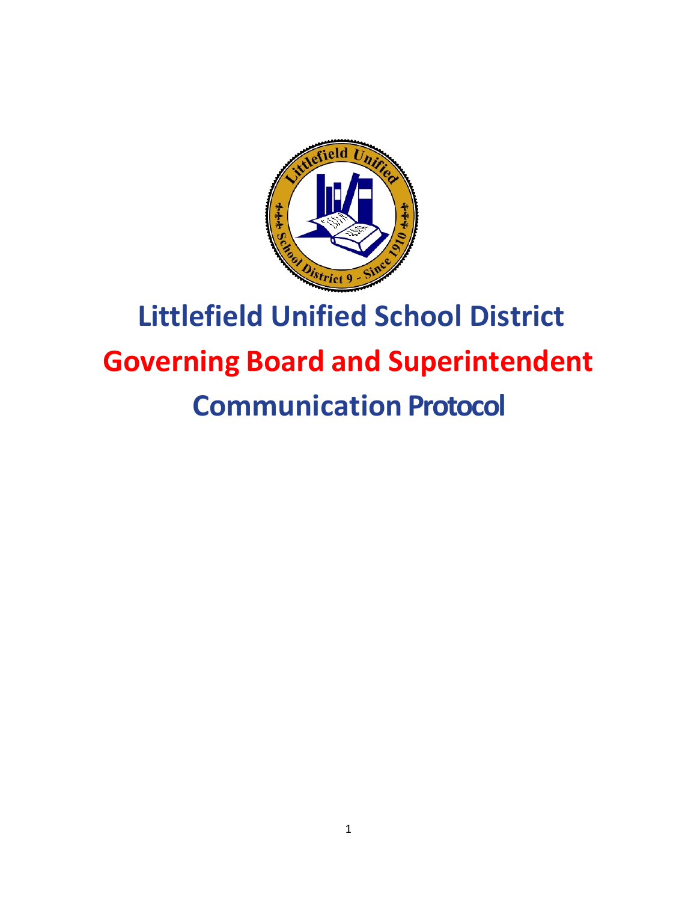# Littlefield Unified School District

# Governing Board and Superintendent

# Communication Protocol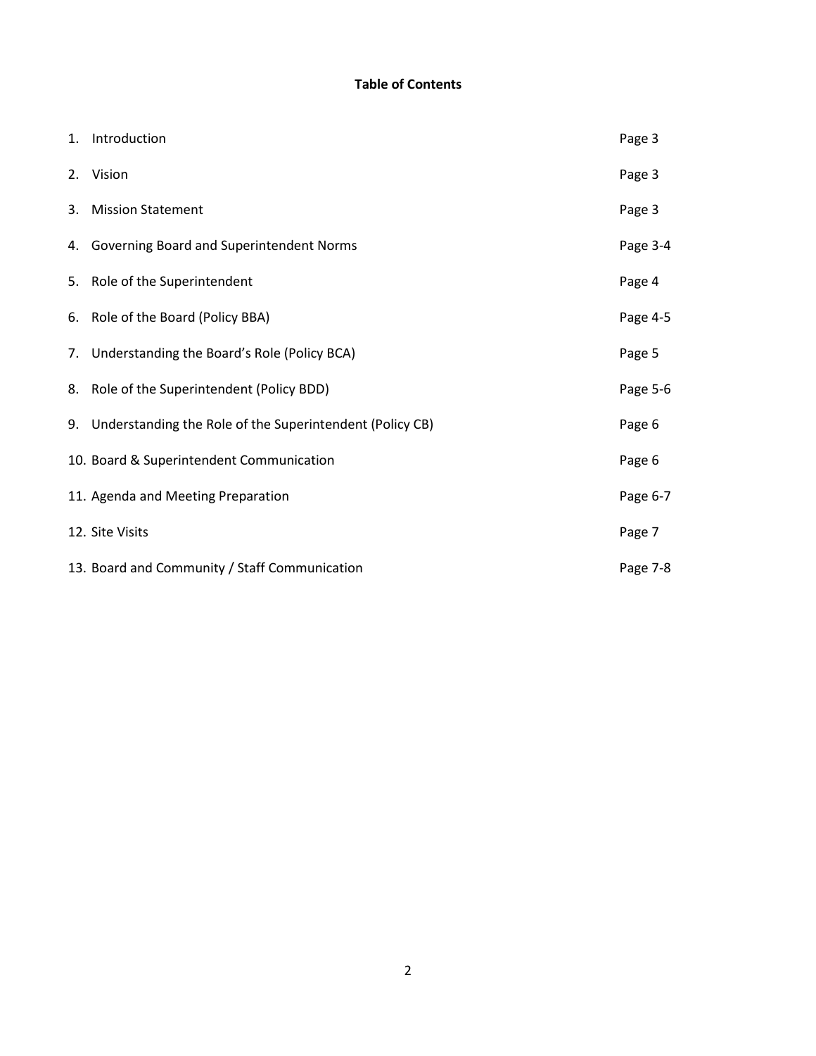**Table of Contents**

1. Introduction Page 3
2. Vision Page 3
3. Mission Statement Page 3
4. Governing Board and Superintendent Norms Page 3-4
5. Role of the Superintendent Page 4
6. Role of the Board (Policy BBA) Page 4-5
7. Understanding the Board's Role (Policy BCA) Page 5
8. Role of the Superintendent (Policy BDD) Page 5-6
9. Understanding the Role of the Superintendent (Policy CB) Page 6
10. Board & Superintendent Communication Page 6
11. Agenda and Meeting Preparation Page 6-7
12. Site Visits Page 7
13. Board and Community / Staff Communication Page 7-8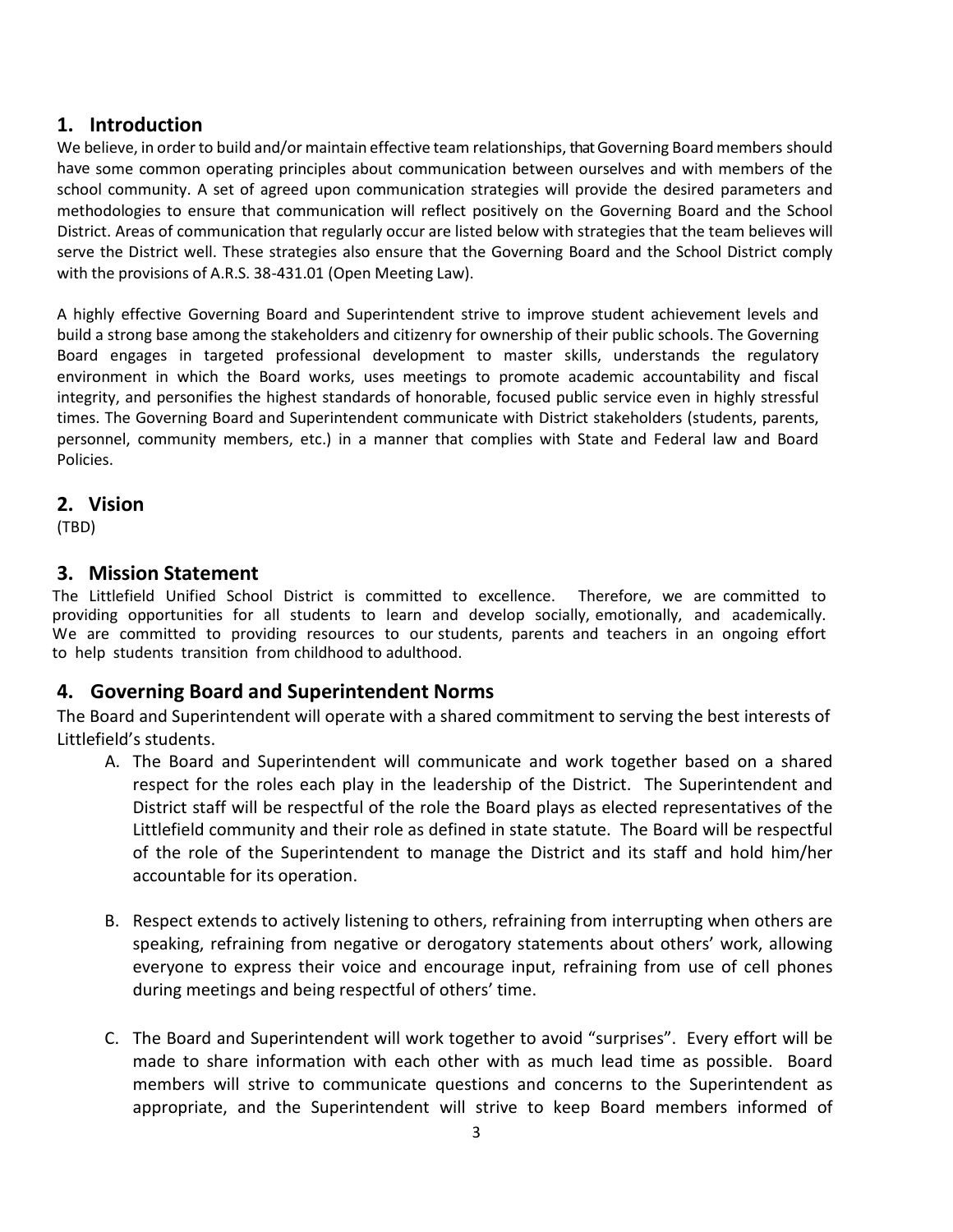## 1. Introduction

We believe, in order to build and/or maintain effective team relationships, that Governing Board members should have some common operating principles about communication between ourselves and with members of the school community. A set of agreed upon communication strategies will provide the desired parameters and methodologies to ensure that communication will reflect positively on the Governing Board and the School District. Areas of communication that regularly occur are listed below with strategies that the team believes will serve the District well. These strategies also ensure that the Governing Board and the School District comply with the provisions of A.R.S. 38-431.01 (Open Meeting Law).

A highly effective Governing Board and Superintendent strive to improve student achievement levels and build a strong base among the stakeholders and citizenry for ownership of their public schools. The Governing Board engages in targeted professional development to master skills, understands the regulatory environment in which the Board works, uses meetings to promote academic accountability and fiscal integrity, and personifies the highest standards of honorable, focused public service even in highly stressful times. The Governing Board and Superintendent communicate with District stakeholders (students, parents, personnel, community members, etc.) in a manner that complies with State and Federal law and Board Policies.

## 2. Vision

(TBD)

## 3. Mission Statement

The Littlefield Unified School District is committed to excellence. Therefore, we are committed to providing opportunities for all students to learn and develop socially, emotionally, and academically. We are committed to providing resources to our students, parents and teachers in an ongoing effort to help students transition from childhood to adulthood.

## 4. Governing Board and Superintendent Norms

The Board and Superintendent will operate with a shared commitment to serving the best interests of Littlefield's students.

A. The Board and Superintendent will communicate and work together based on a shared respect for the roles each play in the leadership of the District. The Superintendent and District staff will be respectful of the role the Board plays as elected representatives of the Littlefield community and their role as defined in state statute. The Board will be respectful of the role of the Superintendent to manage the District and its staff and hold him/her accountable for its operation.

B. Respect extends to actively listening to others, refraining from interrupting when others are speaking, refraining from negative or derogatory statements about others' work, allowing everyone to express their voice and encourage input, refraining from use of cell phones during meetings and being respectful of others' time.

C. The Board and Superintendent will work together to avoid "surprises". Every effort will be made to share information with each other with as much lead time as possible. Board members will strive to communicate questions and concerns to the Superintendent as appropriate, and the Superintendent will strive to keep Board members informed of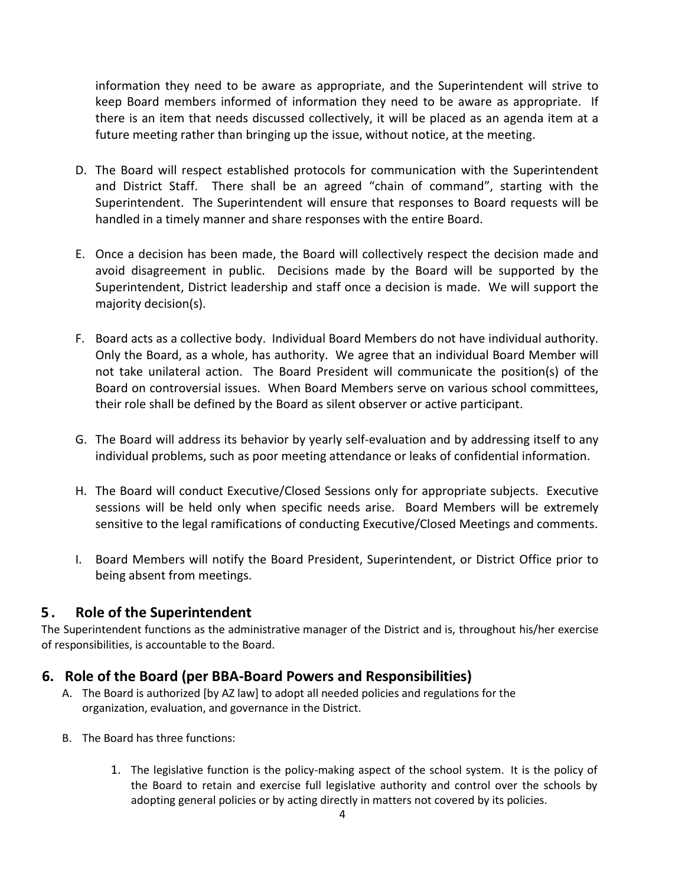information they need to be aware as appropriate, and the Superintendent will strive to keep Board members informed of information they need to be aware as appropriate. If there is an item that needs discussed collectively, it will be placed as an agenda item at a future meeting rather than bringing up the issue, without notice, at the meeting.

D. The Board will respect established protocols for communication with the Superintendent and District Staff. There shall be an agreed "chain of command", starting with the Superintendent. The Superintendent will ensure that responses to Board requests will be handled in a timely manner and share responses with the entire Board.

E. Once a decision has been made, the Board will collectively respect the decision made and avoid disagreement in public. Decisions made by the Board will be supported by the Superintendent, District leadership and staff once a decision is made. We will support the majority decision(s).

F. Board acts as a collective body. Individual Board Members do not have individual authority. Only the Board, as a whole, has authority. We agree that an individual Board Member will not take unilateral action. The Board President will communicate the position(s) of the Board on controversial issues. When Board Members serve on various school committees, their role shall be defined by the Board as silent observer or active participant.

G. The Board will address its behavior by yearly self-evaluation and by addressing itself to any individual problems, such as poor meeting attendance or leaks of confidential information.

H. The Board will conduct Executive/Closed Sessions only for appropriate subjects. Executive sessions will be held only when specific needs arise. Board Members will be extremely sensitive to the legal ramifications of conducting Executive/Closed Meetings and comments.

I. Board Members will notify the Board President, Superintendent, or District Office prior to being absent from meetings.

## 5. Role of the Superintendent

The Superintendent functions as the administrative manager of the District and is, throughout his/her exercise of responsibilities, is accountable to the Board.

## 6. Role of the Board (per BBA-Board Powers and Responsibilities)

A. The Board is authorized [by AZ law] to adopt all needed policies and regulations for the organization, evaluation, and governance in the District.

B. The Board has three functions:

1. The legislative function is the policy-making aspect of the school system. It is the policy of the Board to retain and exercise full legislative authority and control over the schools by adopting general policies or by acting directly in matters not covered by its policies.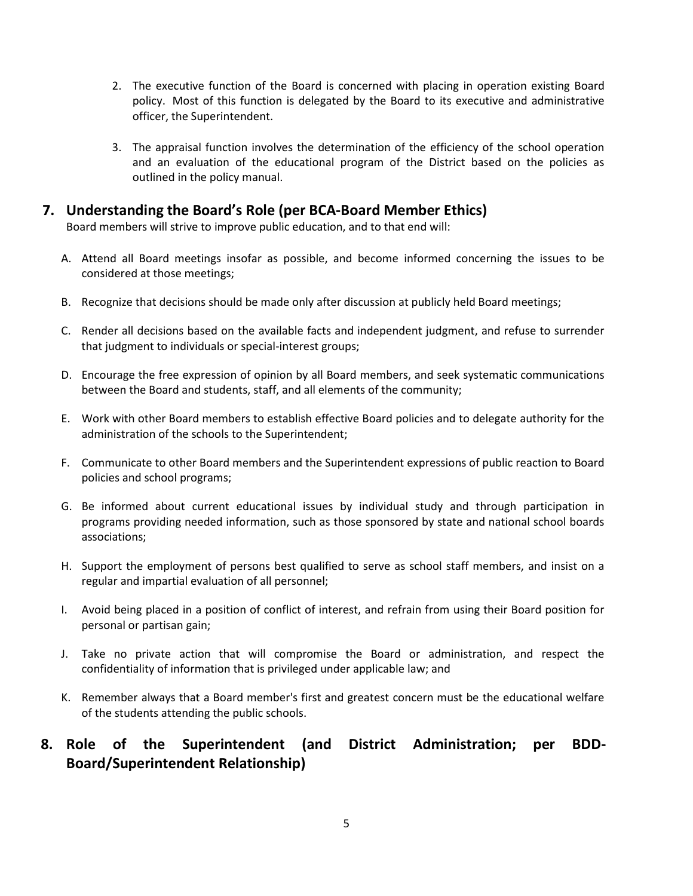2. The executive function of the Board is concerned with placing in operation existing Board policy. Most of this function is delegated by the Board to its executive and administrative officer, the Superintendent.

3. The appraisal function involves the determination of the efficiency of the school operation and an evaluation of the educational program of the District based on the policies as outlined in the policy manual.

## 7. Understanding the Board's Role (per BCA-Board Member Ethics)

Board members will strive to improve public education, and to that end will:

A. Attend all Board meetings insofar as possible, and become informed concerning the issues to be considered at those meetings;

B. Recognize that decisions should be made only after discussion at publicly held Board meetings;

C. Render all decisions based on the available facts and independent judgment, and refuse to surrender that judgment to individuals or special-interest groups;

D. Encourage the free expression of opinion by all Board members, and seek systematic communications between the Board and students, staff, and all elements of the community;

E. Work with other Board members to establish effective Board policies and to delegate authority for the administration of the schools to the Superintendent;

F. Communicate to other Board members and the Superintendent expressions of public reaction to Board policies and school programs;

G. Be informed about current educational issues by individual study and through participation in programs providing needed information, such as those sponsored by state and national school boards associations;

H. Support the employment of persons best qualified to serve as school staff members, and insist on a regular and impartial evaluation of all personnel;

I. Avoid being placed in a position of conflict of interest, and refrain from using their Board position for personal or partisan gain;

J. Take no private action that will compromise the Board or administration, and respect the confidentiality of information that is privileged under applicable law; and

K. Remember always that a Board member's first and greatest concern must be the educational welfare of the students attending the public schools.

## 8. Role of the Superintendent (and District Administration; per BDD-Board/Superintendent Relationship)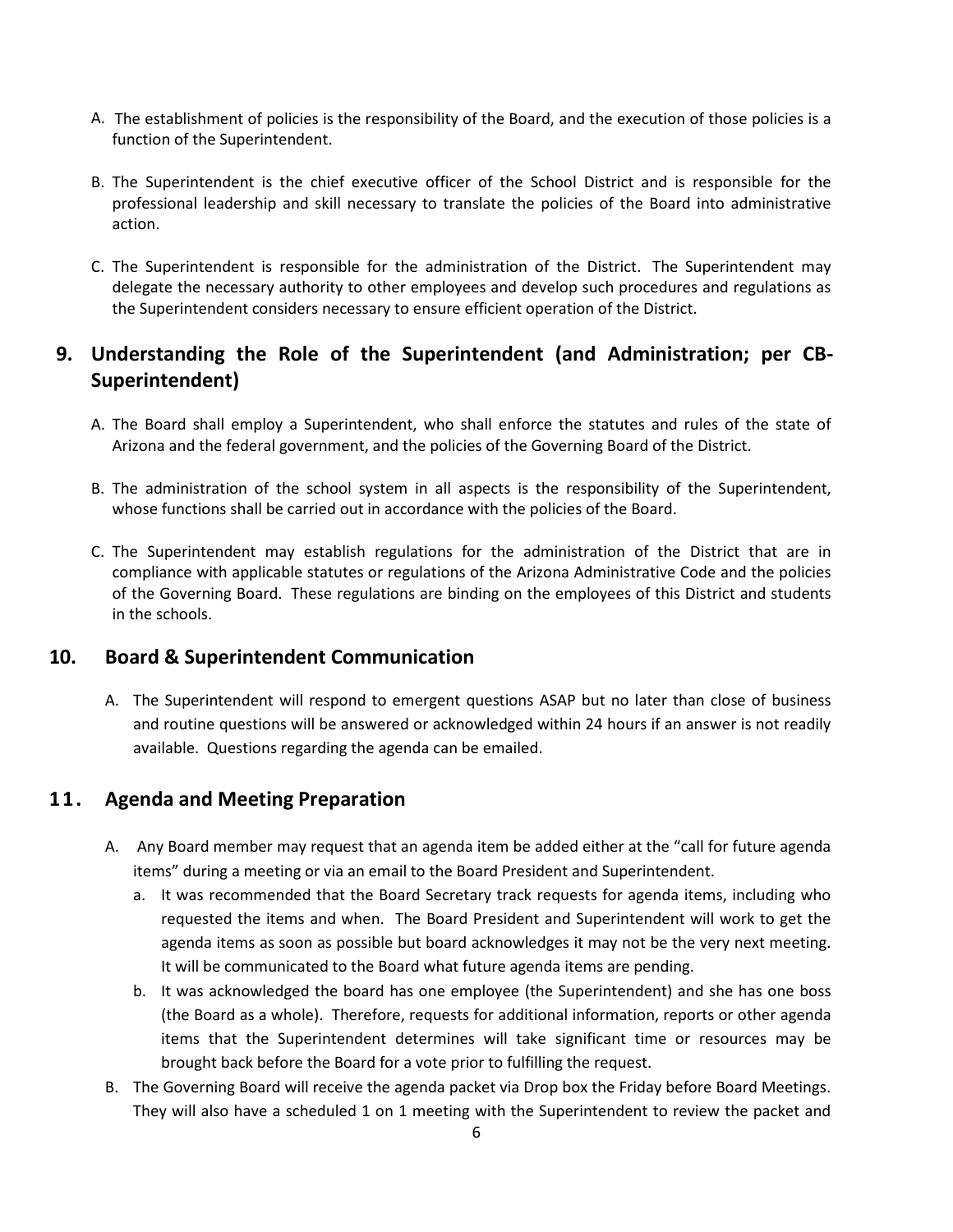A. The establishment of policies is the responsibility of the Board, and the execution of those policies is a function of the Superintendent.

B. The Superintendent is the chief executive officer of the School District and is responsible for the professional leadership and skill necessary to translate the policies of the Board into administrative action.

C. The Superintendent is responsible for the administration of the District. The Superintendent may delegate the necessary authority to other employees and develop such procedures and regulations as the Superintendent considers necessary to ensure efficient operation of the District.

## 9. Understanding the Role of the Superintendent (and Administration; per CB-Superintendent)

A. The Board shall employ a Superintendent, who shall enforce the statutes and rules of the state of Arizona and the federal government, and the policies of the Governing Board of the District.

B. The administration of the school system in all aspects is the responsibility of the Superintendent, whose functions shall be carried out in accordance with the policies of the Board.

C. The Superintendent may establish regulations for the administration of the District that are in compliance with applicable statutes or regulations of the Arizona Administrative Code and the policies of the Governing Board. These regulations are binding on the employees of this District and students in the schools.

## 10. Board & Superintendent Communication

A. The Superintendent will respond to emergent questions ASAP but no later than close of business and routine questions will be answered or acknowledged within 24 hours if an answer is not readily available. Questions regarding the agenda can be emailed.

## 11. Agenda and Meeting Preparation

A. Any Board member may request that an agenda item be added either at the "call for future agenda items" during a meeting or via an email to the Board President and Superintendent.
   a. It was recommended that the Board Secretary track requests for agenda items, including who requested the items and when. The Board President and Superintendent will work to get the agenda items as soon as possible but board acknowledges it may not be the very next meeting. It will be communicated to the Board what future agenda items are pending.
   b. It was acknowledged the board has one employee (the Superintendent) and she has one boss (the Board as a whole). Therefore, requests for additional information, reports or other agenda items that the Superintendent determines will take significant time or resources may be brought back before the Board for a vote prior to fulfilling the request.

B. The Governing Board will receive the agenda packet via Drop box the Friday before Board Meetings. They will also have a scheduled 1 on 1 meeting with the Superintendent to review the packet and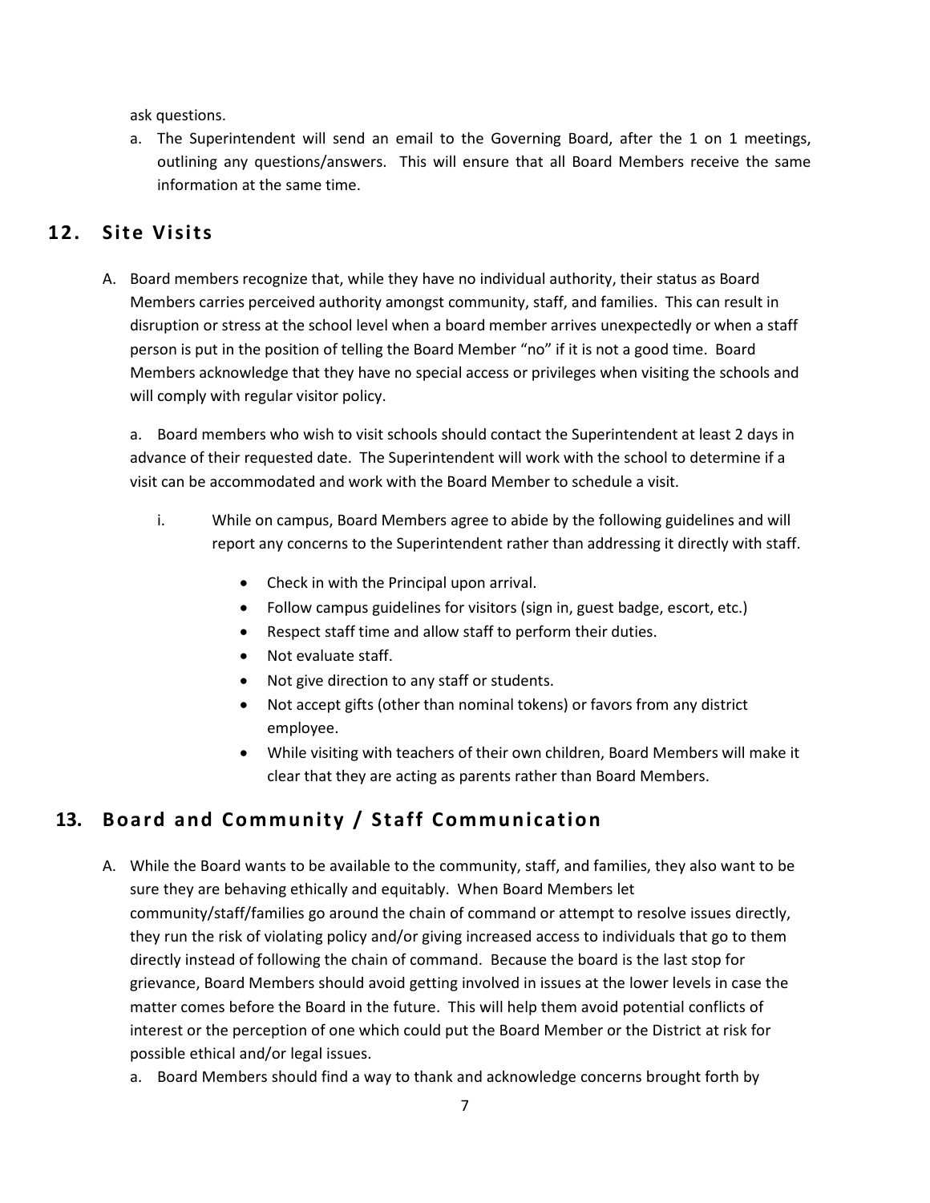ask questions.

a. The Superintendent will send an email to the Governing Board, after the 1 on 1 meetings, outlining any questions/answers. This will ensure that all Board Members receive the same information at the same time.

## 12. Site Visits

A. Board members recognize that, while they have no individual authority, their status as Board Members carries perceived authority amongst community, staff, and families. This can result in disruption or stress at the school level when a board member arrives unexpectedly or when a staff person is put in the position of telling the Board Member "no" if it is not a good time. Board Members acknowledge that they have no special access or privileges when visiting the schools and will comply with regular visitor policy.

a. Board members who wish to visit schools should contact the Superintendent at least 2 days in advance of their requested date. The Superintendent will work with the school to determine if a visit can be accommodated and work with the Board Member to schedule a visit.

i. While on campus, Board Members agree to abide by the following guidelines and will report any concerns to the Superintendent rather than addressing it directly with staff.

- Check in with the Principal upon arrival.
- Follow campus guidelines for visitors (sign in, guest badge, escort, etc.)
- Respect staff time and allow staff to perform their duties.
- Not evaluate staff.
- Not give direction to any staff or students.
- Not accept gifts (other than nominal tokens) or favors from any district employee.
- While visiting with teachers of their own children, Board Members will make it clear that they are acting as parents rather than Board Members.

## 13. Board and Community / Staff Communication

A. While the Board wants to be available to the community, staff, and families, they also want to be sure they are behaving ethically and equitably. When Board Members let community/staff/families go around the chain of command or attempt to resolve issues directly, they run the risk of violating policy and/or giving increased access to individuals that go to them directly instead of following the chain of command. Because the board is the last stop for grievance, Board Members should avoid getting involved in issues at the lower levels in case the matter comes before the Board in the future. This will help them avoid potential conflicts of interest or the perception of one which could put the Board Member or the District at risk for possible ethical and/or legal issues.

a. Board Members should find a way to thank and acknowledge concerns brought forth by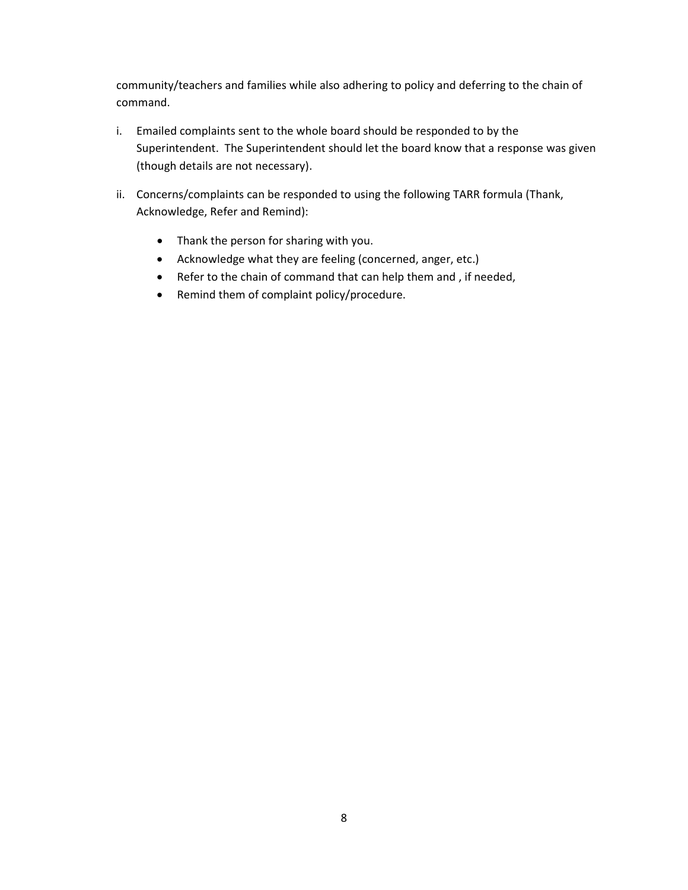community/teachers and families while also adhering to policy and deferring to the chain of command.

i. Emailed complaints sent to the whole board should be responded to by the Superintendent. The Superintendent should let the board know that a response was given (though details are not necessary).

ii. Concerns/complaints can be responded to using the following TARR formula (Thank, Acknowledge, Refer and Remind):

   - Thank the person for sharing with you.
   - Acknowledge what they are feeling (concerned, anger, etc.)
   - Refer to the chain of command that can help them and , if needed,
   - Remind them of complaint policy/procedure.